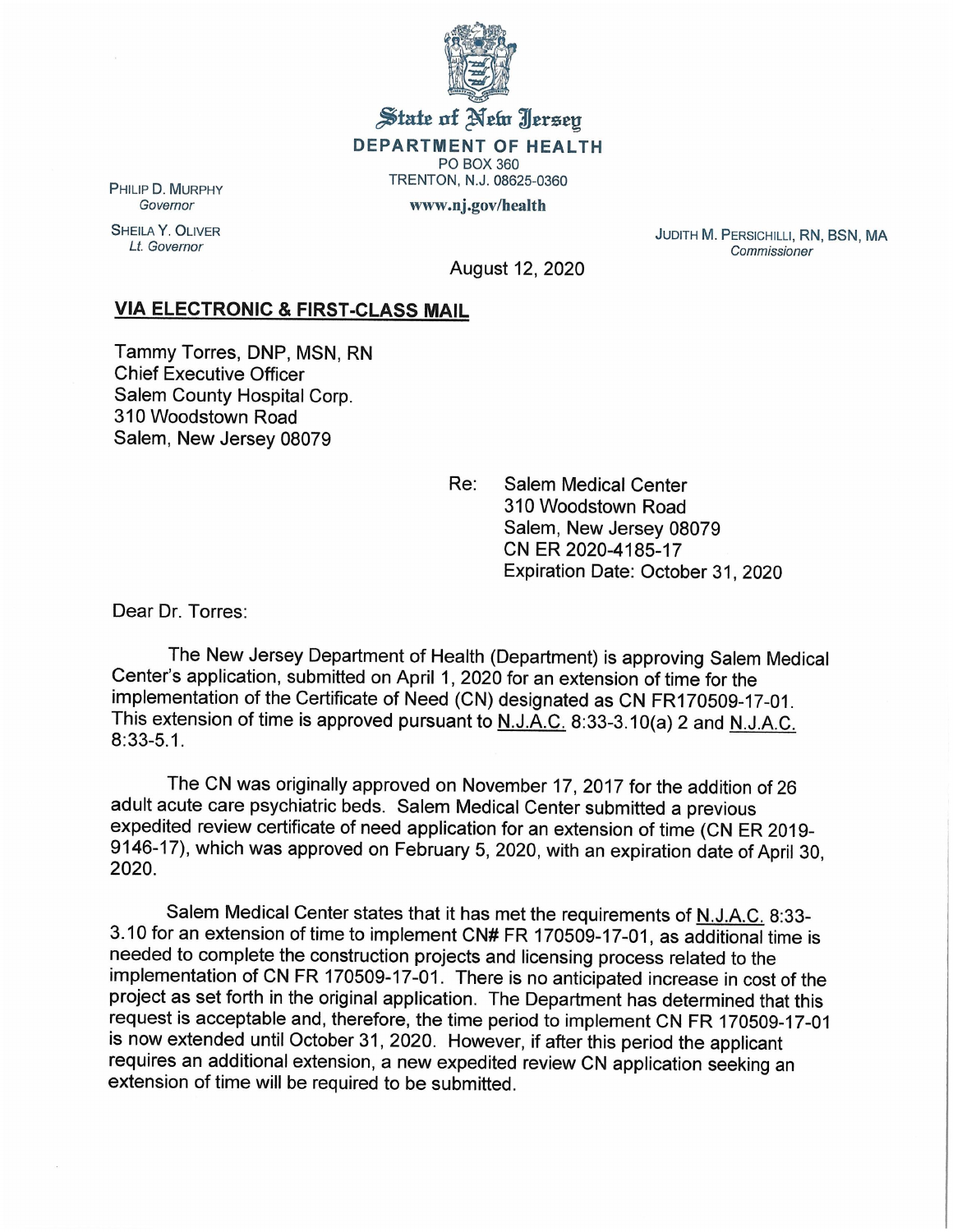State of New Jersey
**DEPARTMENT OF HEALTH**
PO BOX 360
TRENTON, N.J. 08625-0360
www.nj.gov/health

PHILIP D. MURPHY
*Governor*

SHEILA Y. OLIVER
*Lt. Governor*

JUDITH M. PERSICHILLI, RN, BSN, MA
*Commissioner*

August 12, 2020

**VIA ELECTRONIC & FIRST-CLASS MAIL**

Tammy Torres, DNP, MSN, RN
Chief Executive Officer
Salem County Hospital Corp.
310 Woodstown Road
Salem, New Jersey 08079

Re: Salem Medical Center
310 Woodstown Road
Salem, New Jersey 08079
CN ER 2020-4185-17
Expiration Date: October 31, 2020

Dear Dr. Torres:

The New Jersey Department of Health (Department) is approving Salem Medical Center's application, submitted on April 1, 2020 for an extension of time for the implementation of the Certificate of Need (CN) designated as CN FR170509-17-01. This extension of time is approved pursuant to N.J.A.C. 8:33-3.10(a) 2 and N.J.A.C. 8:33-5.1.

The CN was originally approved on November 17, 2017 for the addition of 26 adult acute care psychiatric beds. Salem Medical Center submitted a previous expedited review certificate of need application for an extension of time (CN ER 2019-9146-17), which was approved on February 5, 2020, with an expiration date of April 30, 2020.

Salem Medical Center states that it has met the requirements of N.J.A.C. 8:33-3.10 for an extension of time to implement CN# FR 170509-17-01, as additional time is needed to complete the construction projects and licensing process related to the implementation of CN FR 170509-17-01. There is no anticipated increase in cost of the project as set forth in the original application. The Department has determined that this request is acceptable and, therefore, the time period to implement CN FR 170509-17-01 is now extended until October 31, 2020. However, if after this period the applicant requires an additional extension, a new expedited review CN application seeking an extension of time will be required to be submitted.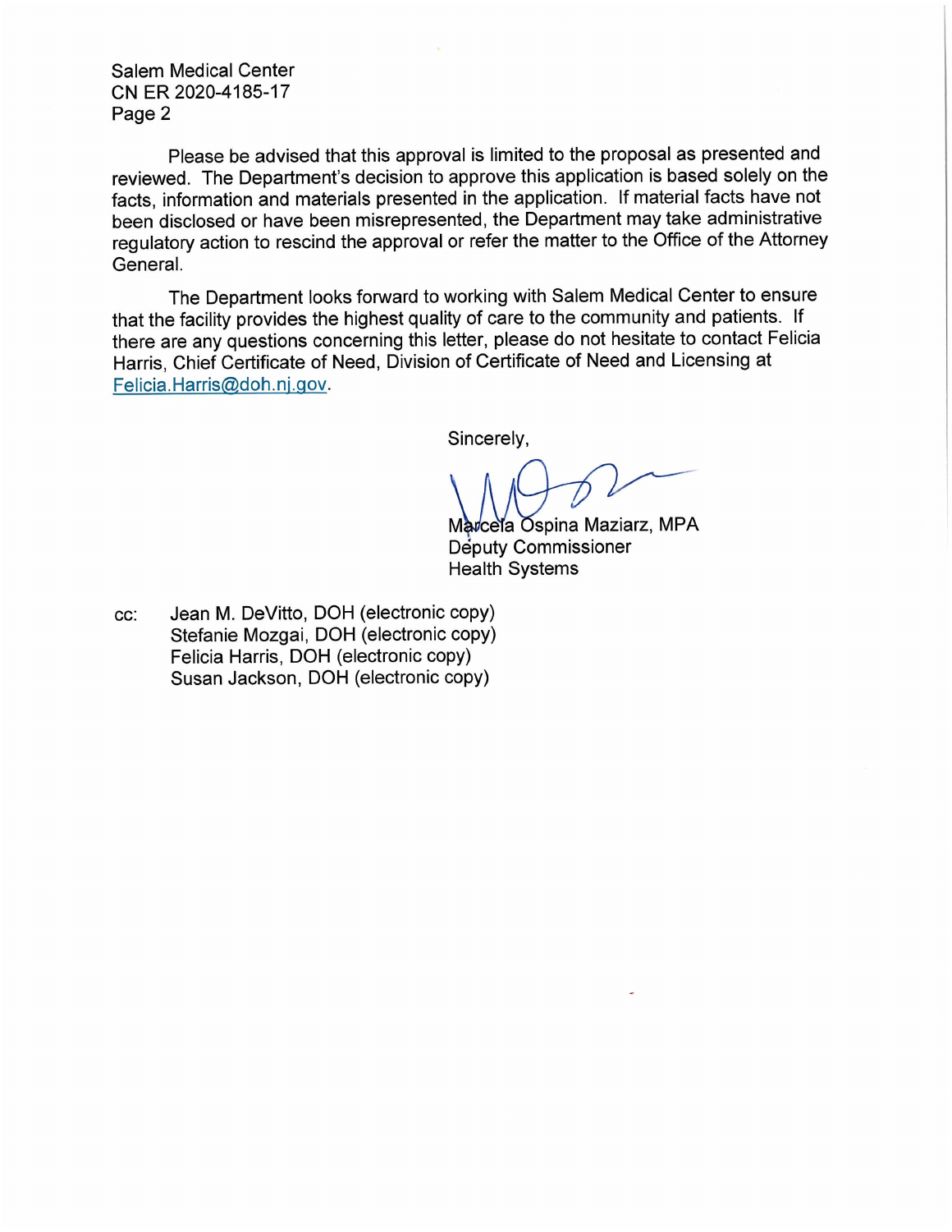Salem Medical Center
CN ER 2020-4185-17

Please be advised that this approval is limited to the proposal as presented and reviewed. The Department's decision to approve this application is based solely on the facts, information and materials presented in the application. If material facts have not been disclosed or have been misrepresented, the Department may take administrative regulatory action to rescind the approval or refer the matter to the Office of the Attorney General.

The Department looks forward to working with Salem Medical Center to ensure that the facility provides the highest quality of care to the community and patients. If there are any questions concerning this letter, please do not hesitate to contact Felicia Harris, Chief Certificate of Need, Division of Certificate of Need and Licensing at Felicia.Harris@doh.nj.gov.

Sincerely,

Marcela Ospina Maziarz, MPA
Deputy Commissioner
Health Systems

cc: Jean M. DeVitto, DOH (electronic copy)
Stefanie Mozgai, DOH (electronic copy)
Felicia Harris, DOH (electronic copy)
Susan Jackson, DOH (electronic copy)